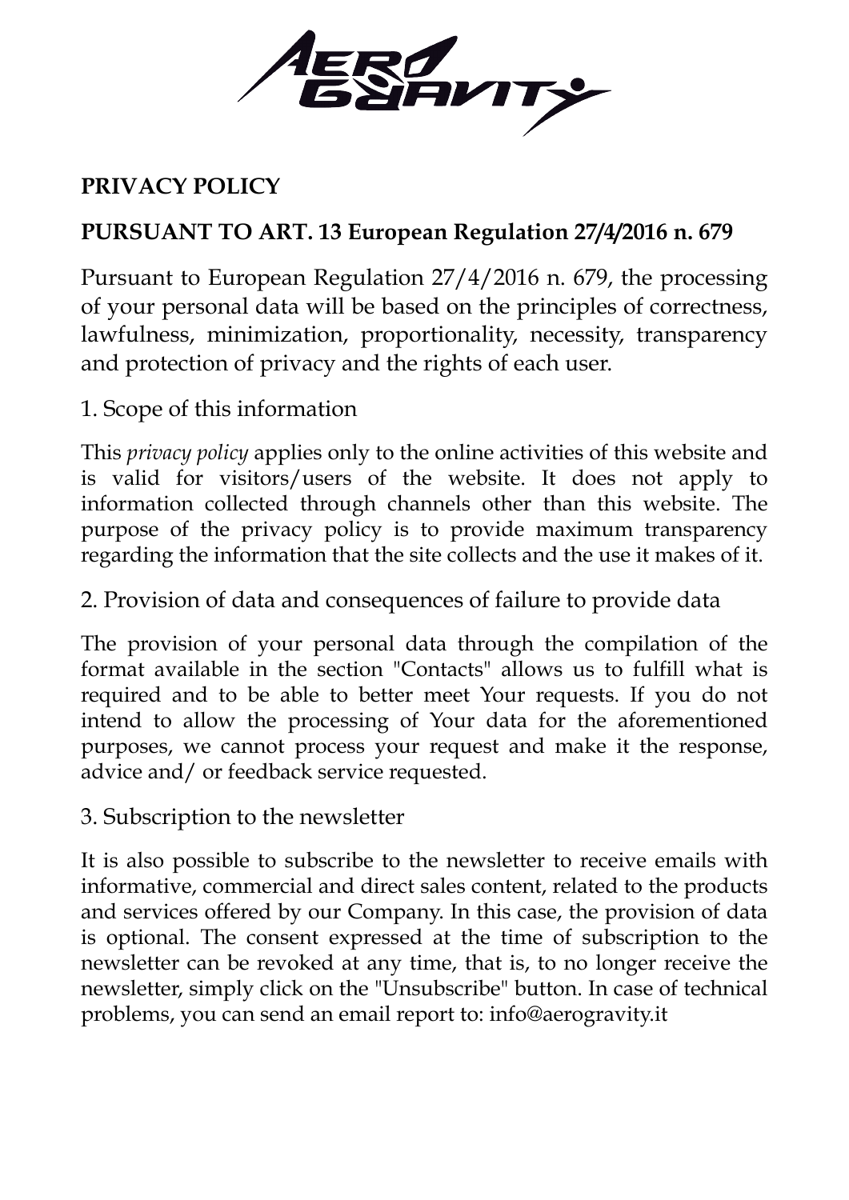# PRIVACY POLICY

## PURSUANT TO ART. 13 European Regulation 27/4/2016 n. 679

Pursuant to European Regulation 27/4/2016 n. 679, the processing of your personal data will be based on the principles of correctness, lawfulness, minimization, proportionality, necessity, transparency and protection of privacy and the rights of each user.

### 1. Scope of this information

This *privacy policy* applies only to the online activities of this website and is valid for visitors/users of the website. It does not apply to information collected through channels other than this website. The purpose of the privacy policy is to provide maximum transparency regarding the information that the site collects and the use it makes of it.

### 2. Provision of data and consequences of failure to provide data

The provision of your personal data through the compilation of the format available in the section "Contacts" allows us to fulfill what is required and to be able to better meet Your requests. If you do not intend to allow the processing of Your data for the aforementioned purposes, we cannot process your request and make it the response, advice and/ or feedback service requested.

### 3. Subscription to the newsletter

It is also possible to subscribe to the newsletter to receive emails with informative, commercial and direct sales content, related to the products and services offered by our Company. In this case, the provision of data is optional. The consent expressed at the time of subscription to the newsletter can be revoked at any time, that is, to no longer receive the newsletter, simply click on the "Unsubscribe" button. In case of technical problems, you can send an email report to: info@aerogravity.it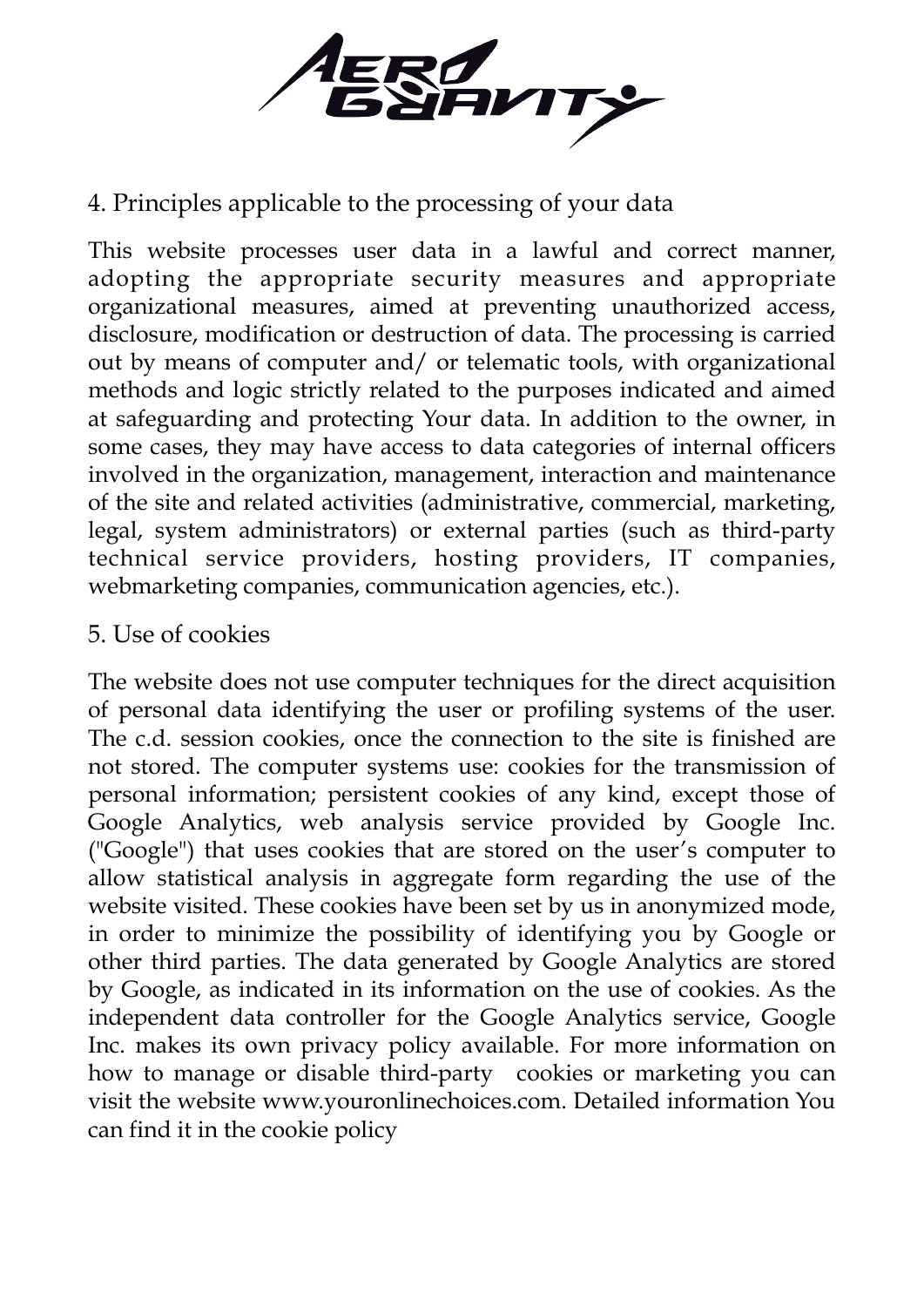## 4. Principles applicable to the processing of your data

This website processes user data in a lawful and correct manner, adopting the appropriate security measures and appropriate organizational measures, aimed at preventing unauthorized access, disclosure, modification or destruction of data. The processing is carried out by means of computer and/ or telematic tools, with organizational methods and logic strictly related to the purposes indicated and aimed at safeguarding and protecting Your data. In addition to the owner, in some cases, they may have access to data categories of internal officers involved in the organization, management, interaction and maintenance of the site and related activities (administrative, commercial, marketing, legal, system administrators) or external parties (such as third-party technical service providers, hosting providers, IT companies, webmarketing companies, communication agencies, etc.).

## 5. Use of cookies

The website does not use computer techniques for the direct acquisition of personal data identifying the user or profiling systems of the user. The c.d. session cookies, once the connection to the site is finished are not stored. The computer systems use: cookies for the transmission of personal information; persistent cookies of any kind, except those of Google Analytics, web analysis service provided by Google Inc. ("Google") that uses cookies that are stored on the user's computer to allow statistical analysis in aggregate form regarding the use of the website visited. These cookies have been set by us in anonymized mode, in order to minimize the possibility of identifying you by Google or other third parties. The data generated by Google Analytics are stored by Google, as indicated in its information on the use of cookies. As the independent data controller for the Google Analytics service, Google Inc. makes its own privacy policy available. For more information on how to manage or disable third-party cookies or marketing you can visit the website www.youronlinechoices.com. Detailed information You can find it in the cookie policy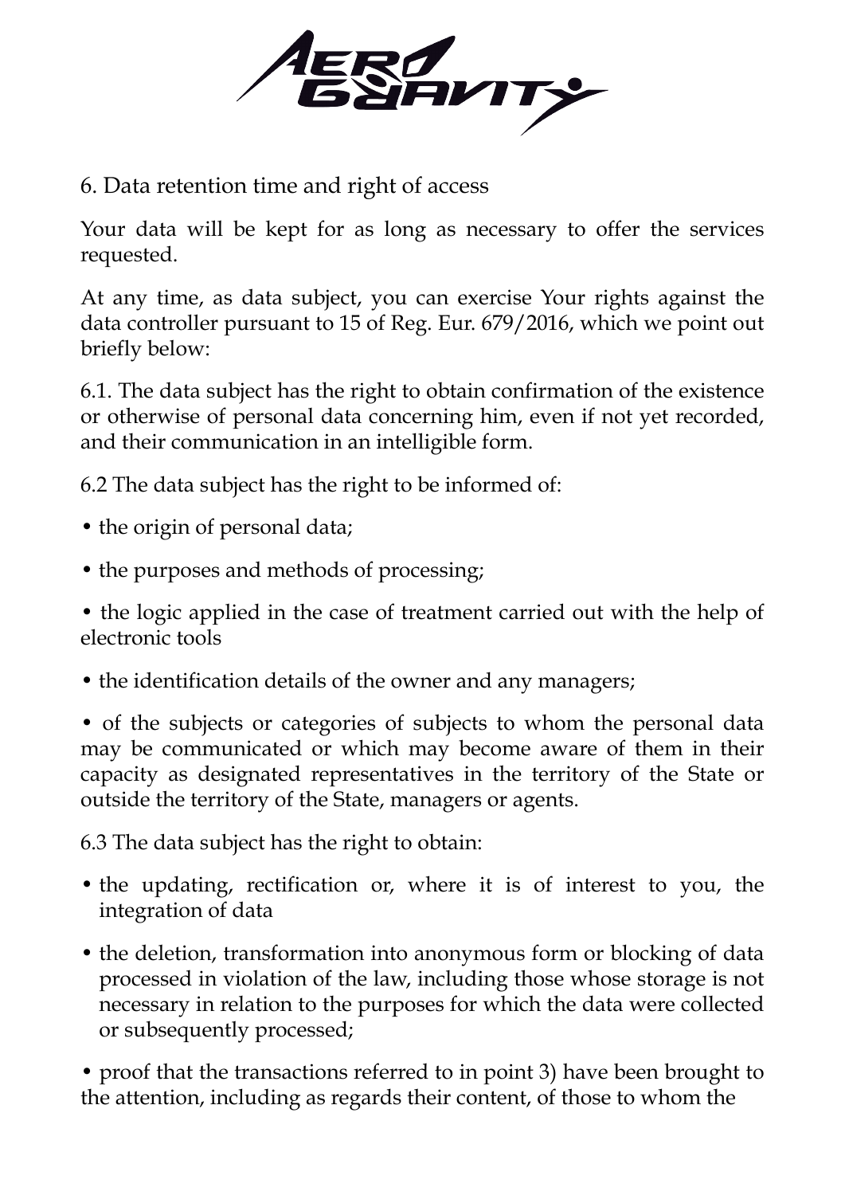## 6. Data retention time and right of access

Your data will be kept for as long as necessary to offer the services requested.

At any time, as data subject, you can exercise Your rights against the data controller pursuant to 15 of Reg. Eur. 679/2016, which we point out briefly below:

6.1. The data subject has the right to obtain confirmation of the existence or otherwise of personal data concerning him, even if not yet recorded, and their communication in an intelligible form.

6.2 The data subject has the right to be informed of:

- the origin of personal data;
- the purposes and methods of processing;
- the logic applied in the case of treatment carried out with the help of electronic tools
- the identification details of the owner and any managers;
- of the subjects or categories of subjects to whom the personal data may be communicated or which may become aware of them in their capacity as designated representatives in the territory of the State or outside the territory of the State, managers or agents.

6.3 The data subject has the right to obtain:

- the updating, rectification or, where it is of interest to you, the integration of data
- the deletion, transformation into anonymous form or blocking of data processed in violation of the law, including those whose storage is not necessary in relation to the purposes for which the data were collected or subsequently processed;
- proof that the transactions referred to in point 3) have been brought to the attention, including as regards their content, of those to whom the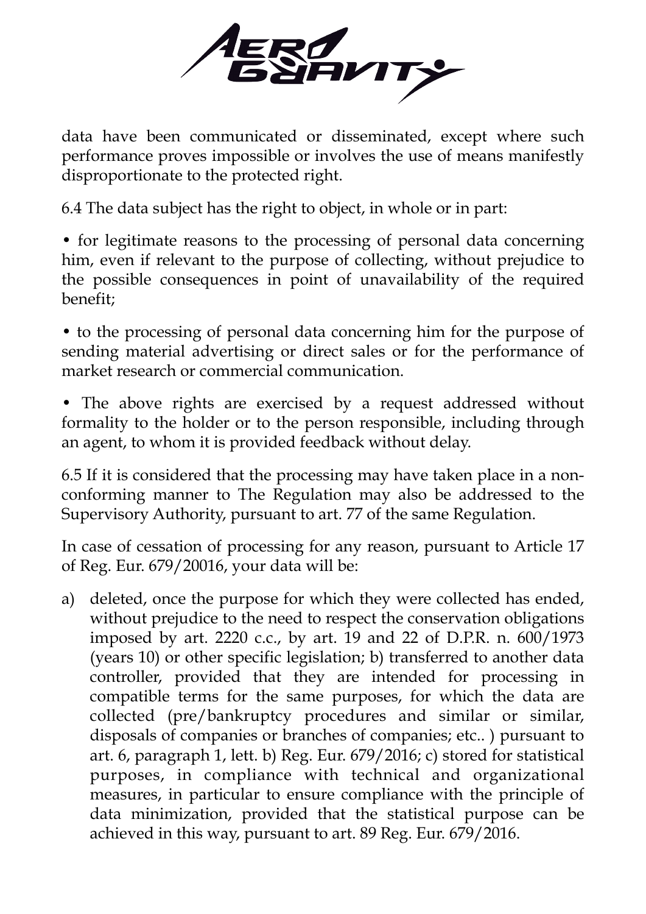data have been communicated or disseminated, except where such performance proves impossible or involves the use of means manifestly disproportionate to the protected right.

6.4 The data subject has the right to object, in whole or in part:

- for legitimate reasons to the processing of personal data concerning him, even if relevant to the purpose of collecting, without prejudice to the possible consequences in point of unavailability of the required benefit;

- to the processing of personal data concerning him for the purpose of sending material advertising or direct sales or for the performance of market research or commercial communication.

- The above rights are exercised by a request addressed without formality to the holder or to the person responsible, including through an agent, to whom it is provided feedback without delay.

6.5 If it is considered that the processing may have taken place in a non-conforming manner to The Regulation may also be addressed to the Supervisory Authority, pursuant to art. 77 of the same Regulation.

In case of cessation of processing for any reason, pursuant to Article 17 of Reg. Eur. 679/20016, your data will be:

a) deleted, once the purpose for which they were collected has ended, without prejudice to the need to respect the conservation obligations imposed by art. 2220 c.c., by art. 19 and 22 of D.P.R. n. 600/1973 (years 10) or other specific legislation; b) transferred to another data controller, provided that they are intended for processing in compatible terms for the same purposes, for which the data are collected (pre/bankruptcy procedures and similar or similar, disposals of companies or branches of companies; etc.. ) pursuant to art. 6, paragraph 1, lett. b) Reg. Eur. 679/2016; c) stored for statistical purposes, in compliance with technical and organizational measures, in particular to ensure compliance with the principle of data minimization, provided that the statistical purpose can be achieved in this way, pursuant to art. 89 Reg. Eur. 679/2016.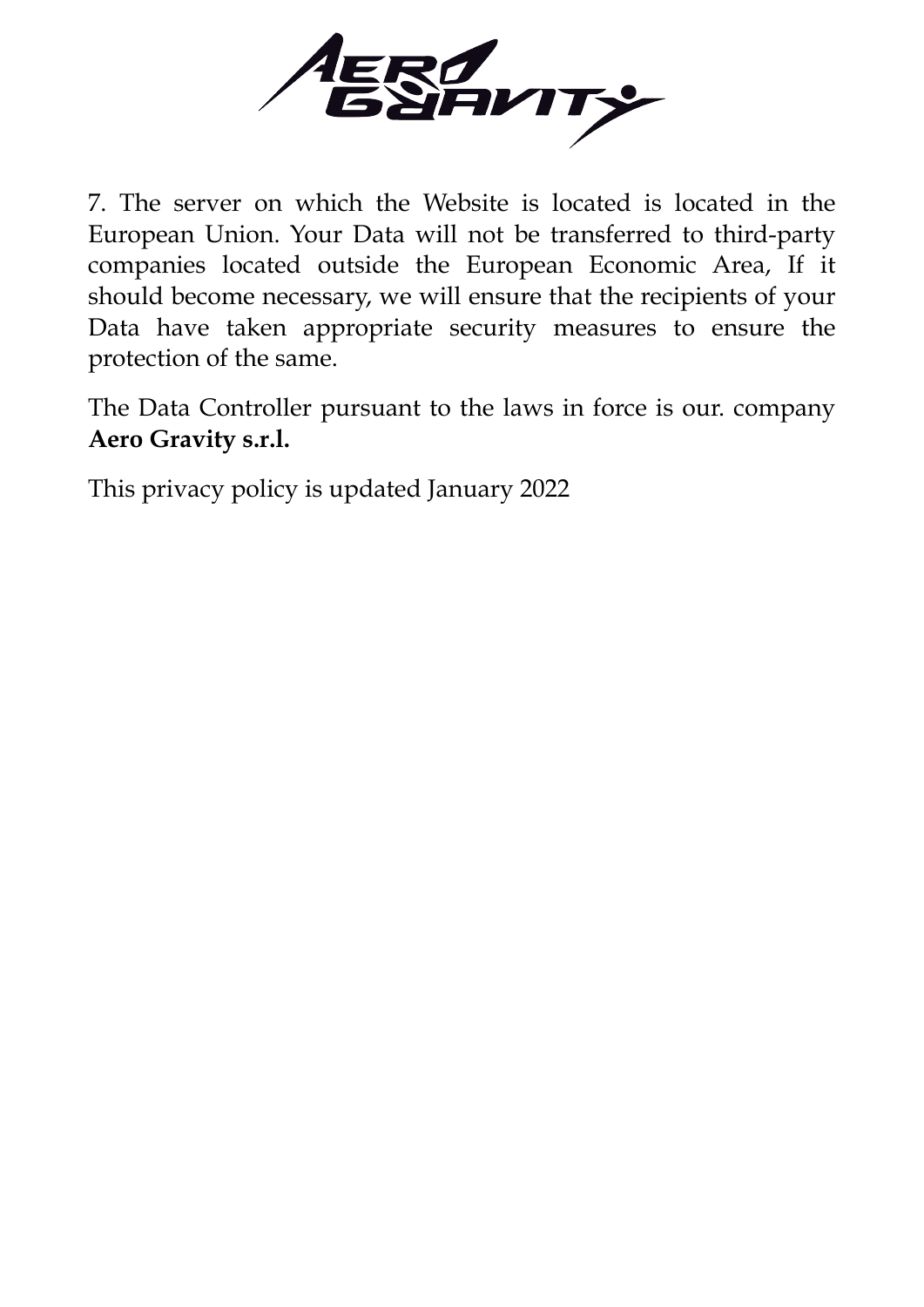7. The server on which the Website is located is located in the European Union. Your Data will not be transferred to third-party companies located outside the European Economic Area, If it should become necessary, we will ensure that the recipients of your Data have taken appropriate security measures to ensure the protection of the same.

The Data Controller pursuant to the laws in force is our. company **Aero Gravity s.r.l.**

This privacy policy is updated January 2022